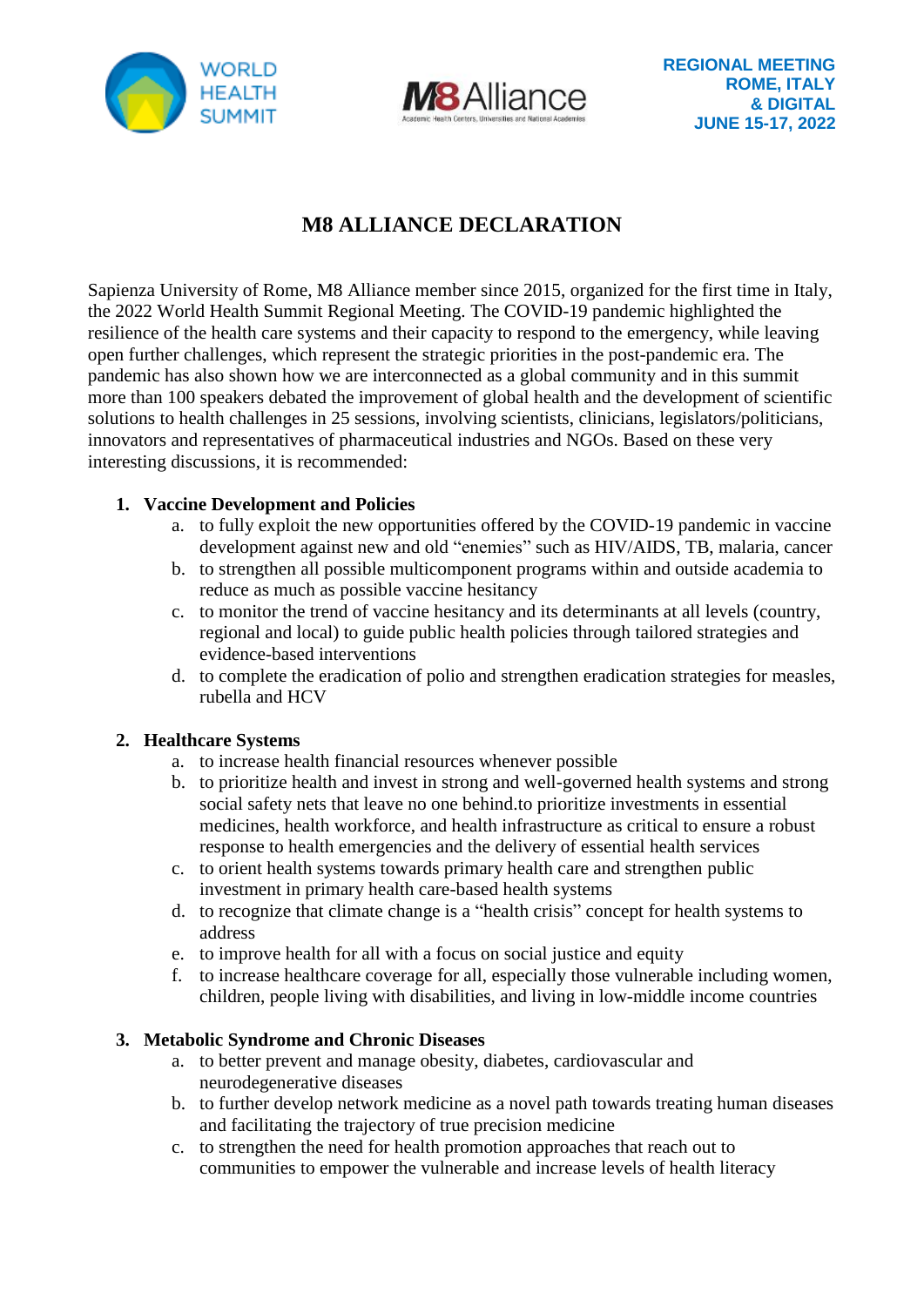WORLD HEALTH SUMMIT

M8 Alliance
Academic Health Centers, Universities and National Academies

REGIONAL MEETING
ROME, ITALY
& DIGITAL
JUNE 15-17, 2022

# M8 ALLIANCE DECLARATION

Sapienza University of Rome, M8 Alliance member since 2015, organized for the first time in Italy, the 2022 World Health Summit Regional Meeting. The COVID-19 pandemic highlighted the resilience of the health care systems and their capacity to respond to the emergency, while leaving open further challenges, which represent the strategic priorities in the post-pandemic era. The pandemic has also shown how we are interconnected as a global community and in this summit more than 100 speakers debated the improvement of global health and the development of scientific solutions to health challenges in 25 sessions, involving scientists, clinicians, legislators/politicians, innovators and representatives of pharmaceutical industries and NGOs. Based on these very interesting discussions, it is recommended:

1. **Vaccine Development and Policies**
   a. to fully exploit the new opportunities offered by the COVID-19 pandemic in vaccine development against new and old "enemies" such as HIV/AIDS, TB, malaria, cancer
   b. to strengthen all possible multicomponent programs within and outside academia to reduce as much as possible vaccine hesitancy
   c. to monitor the trend of vaccine hesitancy and its determinants at all levels (country, regional and local) to guide public health policies through tailored strategies and evidence-based interventions
   d. to complete the eradication of polio and strengthen eradication strategies for measles, rubella and HCV

2. **Healthcare Systems**
   a. to increase health financial resources whenever possible
   b. to prioritize health and invest in strong and well-governed health systems and strong social safety nets that leave no one behind.to prioritize investments in essential medicines, health workforce, and health infrastructure as critical to ensure a robust response to health emergencies and the delivery of essential health services
   c. to orient health systems towards primary health care and strengthen public investment in primary health care-based health systems
   d. to recognize that climate change is a "health crisis" concept for health systems to address
   e. to improve health for all with a focus on social justice and equity
   f. to increase healthcare coverage for all, especially those vulnerable including women, children, people living with disabilities, and living in low-middle income countries

3. **Metabolic Syndrome and Chronic Diseases**
   a. to better prevent and manage obesity, diabetes, cardiovascular and neurodegenerative diseases
   b. to further develop network medicine as a novel path towards treating human diseases and facilitating the trajectory of true precision medicine
   c. to strengthen the need for health promotion approaches that reach out to communities to empower the vulnerable and increase levels of health literacy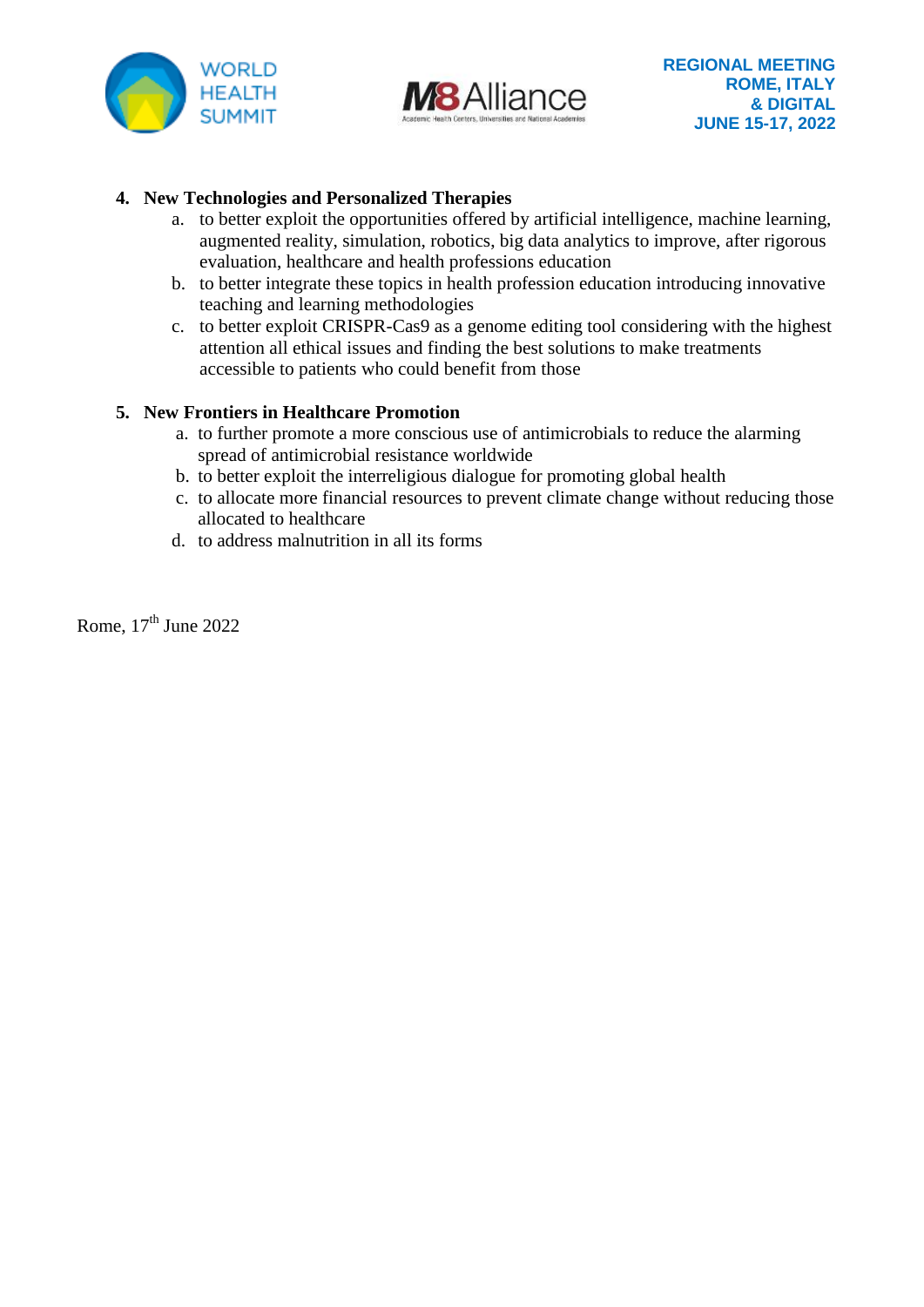4. **New Technologies and Personalized Therapies**
   a. to better exploit the opportunities offered by artificial intelligence, machine learning, augmented reality, simulation, robotics, big data analytics to improve, after rigorous evaluation, healthcare and health professions education
   b. to better integrate these topics in health profession education introducing innovative teaching and learning methodologies
   c. to better exploit CRISPR-Cas9 as a genome editing tool considering with the highest attention all ethical issues and finding the best solutions to make treatments accessible to patients who could benefit from those

5. **New Frontiers in Healthcare Promotion**
   a. to further promote a more conscious use of antimicrobials to reduce the alarming spread of antimicrobial resistance worldwide
   b. to better exploit the interreligious dialogue for promoting global health
   c. to allocate more financial resources to prevent climate change without reducing those allocated to healthcare
   d. to address malnutrition in all its forms

Rome, 17th June 2022